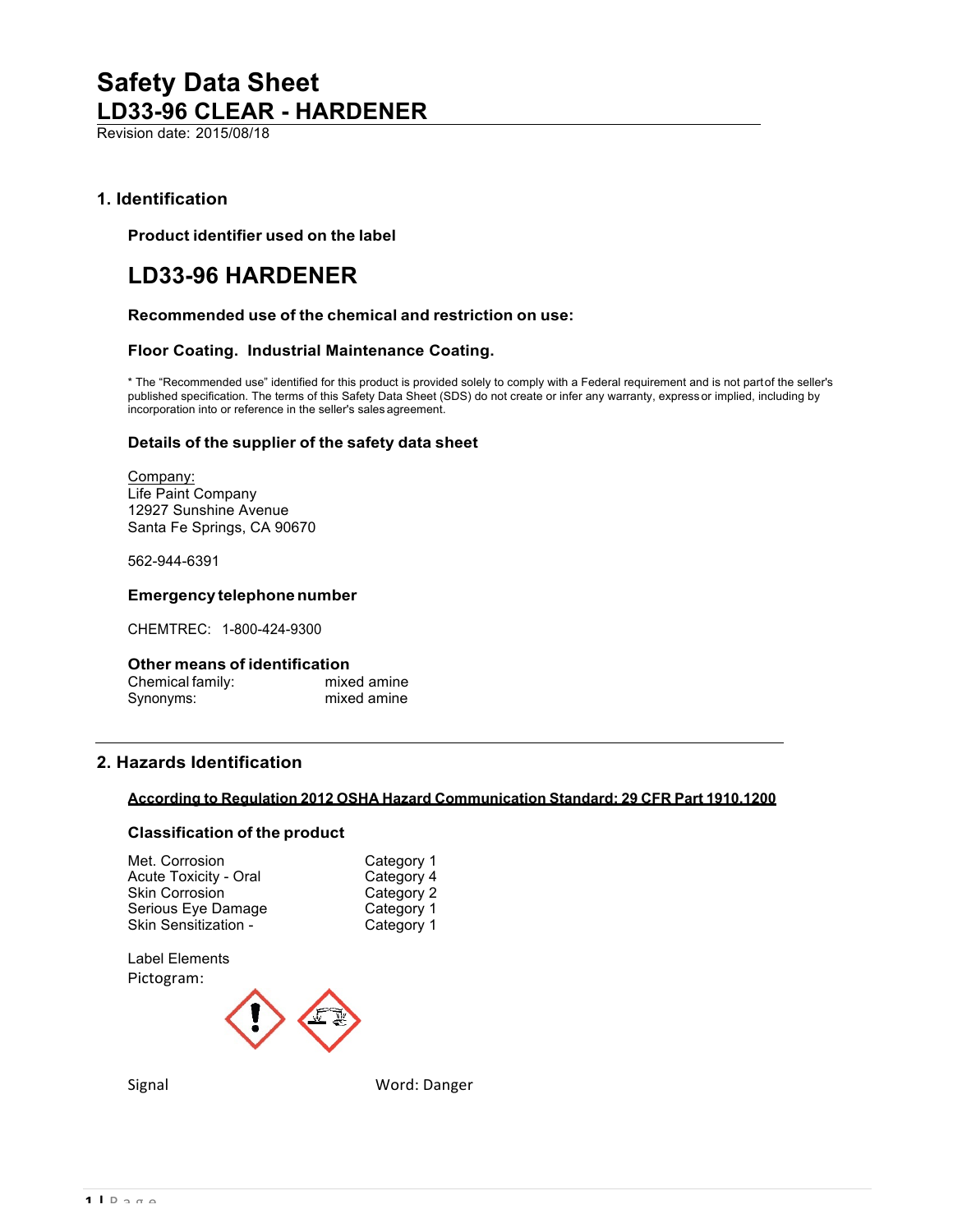# Safety Data Sheet

## LD33-96 CLEAR - HARDENER

Revision date: 2015/08/18

## 1. Identification

### Product identifier used on the label

## LD33-96 HARDENER

### Recommended use of the chemical and restriction on use:

### Floor Coating. Industrial Maintenance Coating.

* The "Recommended use" identified for this product is provided solely to comply with a Federal requirement and is not part of the seller's published specification. The terms of this Safety Data Sheet (SDS) do not create or infer any warranty, express or implied, including by incorporation into or reference in the seller's sales agreement.

### Details of the supplier of the safety data sheet

Company:
Life Paint Company
12927 Sunshine Avenue
Santa Fe Springs, CA 90670

562-944-6391

### Emergency telephone number

CHEMTREC: 1-800-424-9300

### Other means of identification

| | |
|---|---|
| Chemical family: | mixed amine |
| Synonyms: | mixed amine |

## 2. Hazards Identification

**According to Regulation 2012 OSHA Hazard Communication Standard: 29 CFR Part 1910.1200**

### Classification of the product

| | |
|---|---|
| Met. Corrosion | Category 1 |
| Acute Toxicity - Oral | Category 4 |
| Skin Corrosion | Category 2 |
| Serious Eye Damage | Category 1 |
| Skin Sensitization - | Category 1 |

Label Elements

Pictogram:

Signal Word: Danger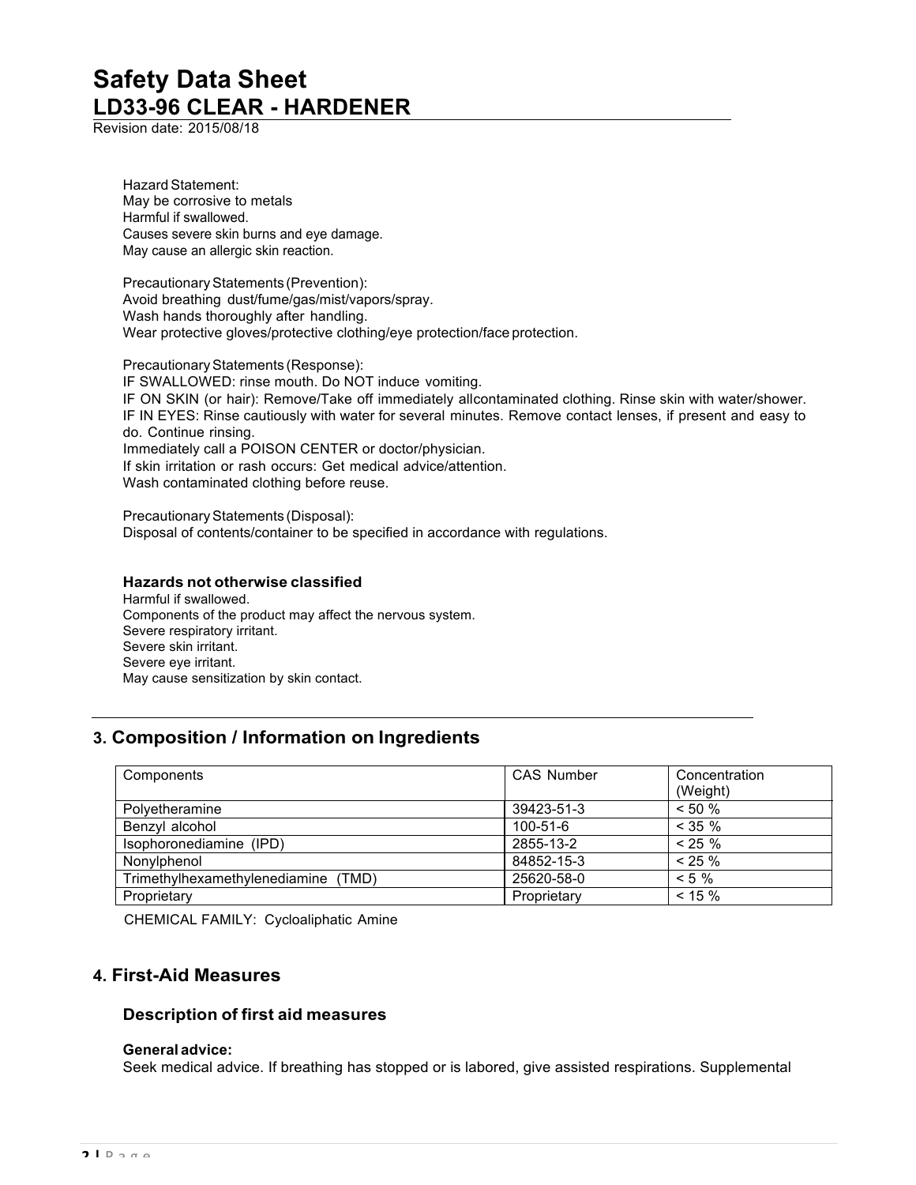Hazard Statement:
May be corrosive to metals
Harmful if swallowed.
Causes severe skin burns and eye damage.
May cause an allergic skin reaction.

Precautionary Statements (Prevention):
Avoid breathing dust/fume/gas/mist/vapors/spray.
Wash hands thoroughly after handling.
Wear protective gloves/protective clothing/eye protection/face protection.

Precautionary Statements (Response):
IF SWALLOWED: rinse mouth. Do NOT induce vomiting.
IF ON SKIN (or hair): Remove/Take off immediately allcontaminated clothing. Rinse skin with water/shower.
IF IN EYES: Rinse cautiously with water for several minutes. Remove contact lenses, if present and easy to do. Continue rinsing.
Immediately call a POISON CENTER or doctor/physician.
If skin irritation or rash occurs: Get medical advice/attention.
Wash contaminated clothing before reuse.

Precautionary Statements (Disposal):
Disposal of contents/container to be specified in accordance with regulations.

**Hazards not otherwise classified**
Harmful if swallowed.
Components of the product may affect the nervous system.
Severe respiratory irritant.
Severe skin irritant.
Severe eye irritant.
May cause sensitization by skin contact.

## 3. Composition / Information on Ingredients

| Components | CAS Number | Concentration (Weight) |
|---|---|---|
| Polyetheramine | 39423-51-3 | < 50 % |
| Benzyl alcohol | 100-51-6 | < 35 % |
| Isophoronediamine (IPD) | 2855-13-2 | < 25 % |
| Nonylphenol | 84852-15-3 | < 25 % |
| Trimethylhexamethylenediamine (TMD) | 25620-58-0 | < 5 % |
| Proprietary | Proprietary | < 15 % |

CHEMICAL FAMILY: Cycloaliphatic Amine

## 4. First-Aid Measures

### Description of first aid measures

**General advice:**
Seek medical advice. If breathing has stopped or is labored, give assisted respirations. Supplemental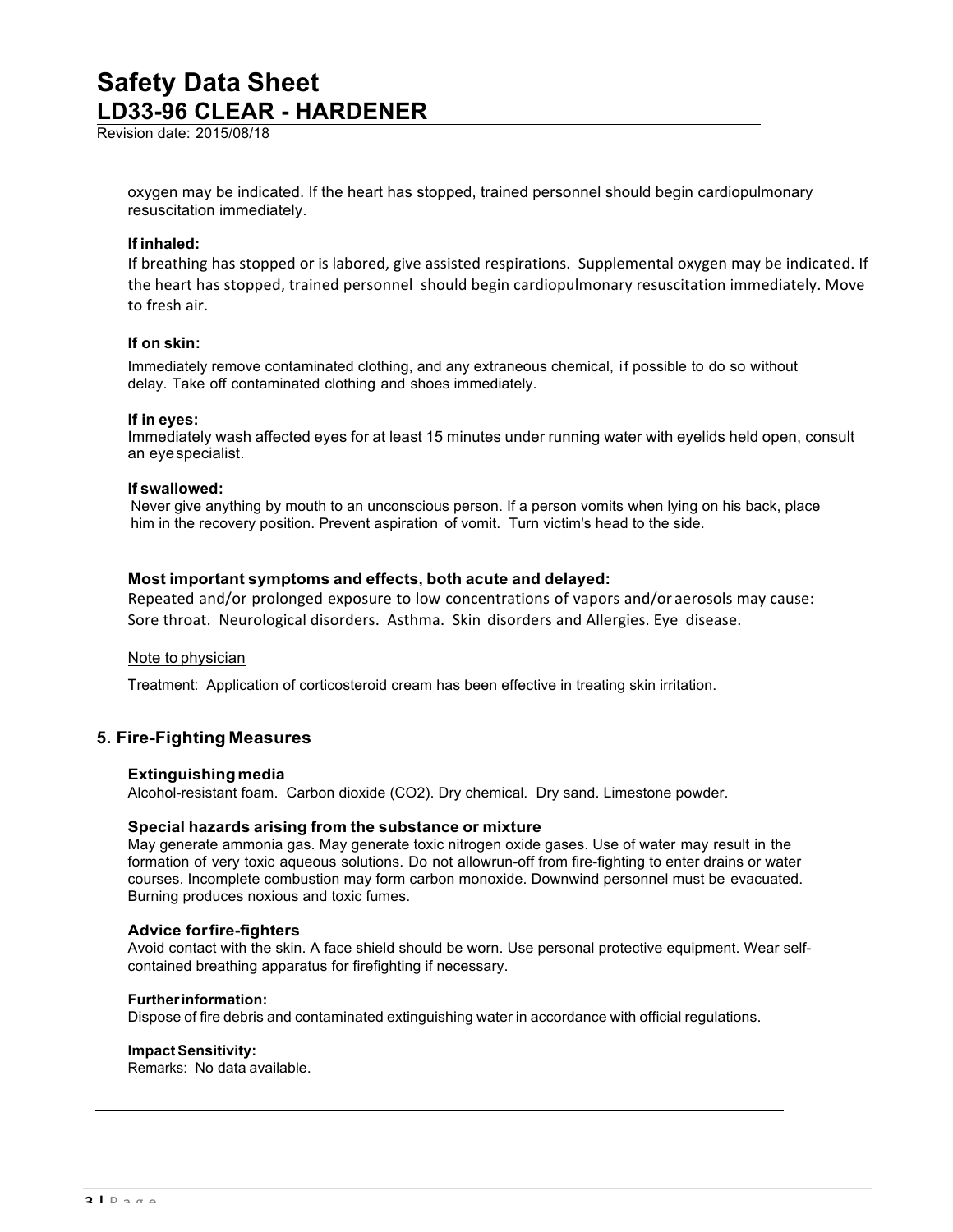oxygen may be indicated. If the heart has stopped, trained personnel should begin cardiopulmonary resuscitation immediately.

**If inhaled:**

If breathing has stopped or is labored, give assisted respirations. Supplemental oxygen may be indicated. If the heart has stopped, trained personnel should begin cardiopulmonary resuscitation immediately. Move to fresh air.

**If on skin:**

Immediately remove contaminated clothing, and any extraneous chemical, if possible to do so without delay. Take off contaminated clothing and shoes immediately.

**If in eyes:**

Immediately wash affected eyes for at least 15 minutes under running water with eyelids held open, consult an eye specialist.

**If swallowed:**

Never give anything by mouth to an unconscious person. If a person vomits when lying on his back, place him in the recovery position. Prevent aspiration of vomit. Turn victim's head to the side.

### Most important symptoms and effects, both acute and delayed:

Repeated and/or prolonged exposure to low concentrations of vapors and/or aerosols may cause: Sore throat. Neurological disorders. Asthma. Skin disorders and Allergies. Eye disease.

Note to physician

Treatment: Application of corticosteroid cream has been effective in treating skin irritation.

## 5. Fire-Fighting Measures

### Extinguishing media

Alcohol-resistant foam. Carbon dioxide ($CO_2$). Dry chemical. Dry sand. Limestone powder.

### Special hazards arising from the substance or mixture

May generate ammonia gas. May generate toxic nitrogen oxide gases. Use of water may result in the formation of very toxic aqueous solutions. Do not allowrun-off from fire-fighting to enter drains or water courses. Incomplete combustion may form carbon monoxide. Downwind personnel must be evacuated. Burning produces noxious and toxic fumes.

### Advice for fire-fighters

Avoid contact with the skin. A face shield should be worn. Use personal protective equipment. Wear self-contained breathing apparatus for firefighting if necessary.

**Further information:**

Dispose of fire debris and contaminated extinguishing water in accordance with official regulations.

**Impact Sensitivity:**

Remarks: No data available.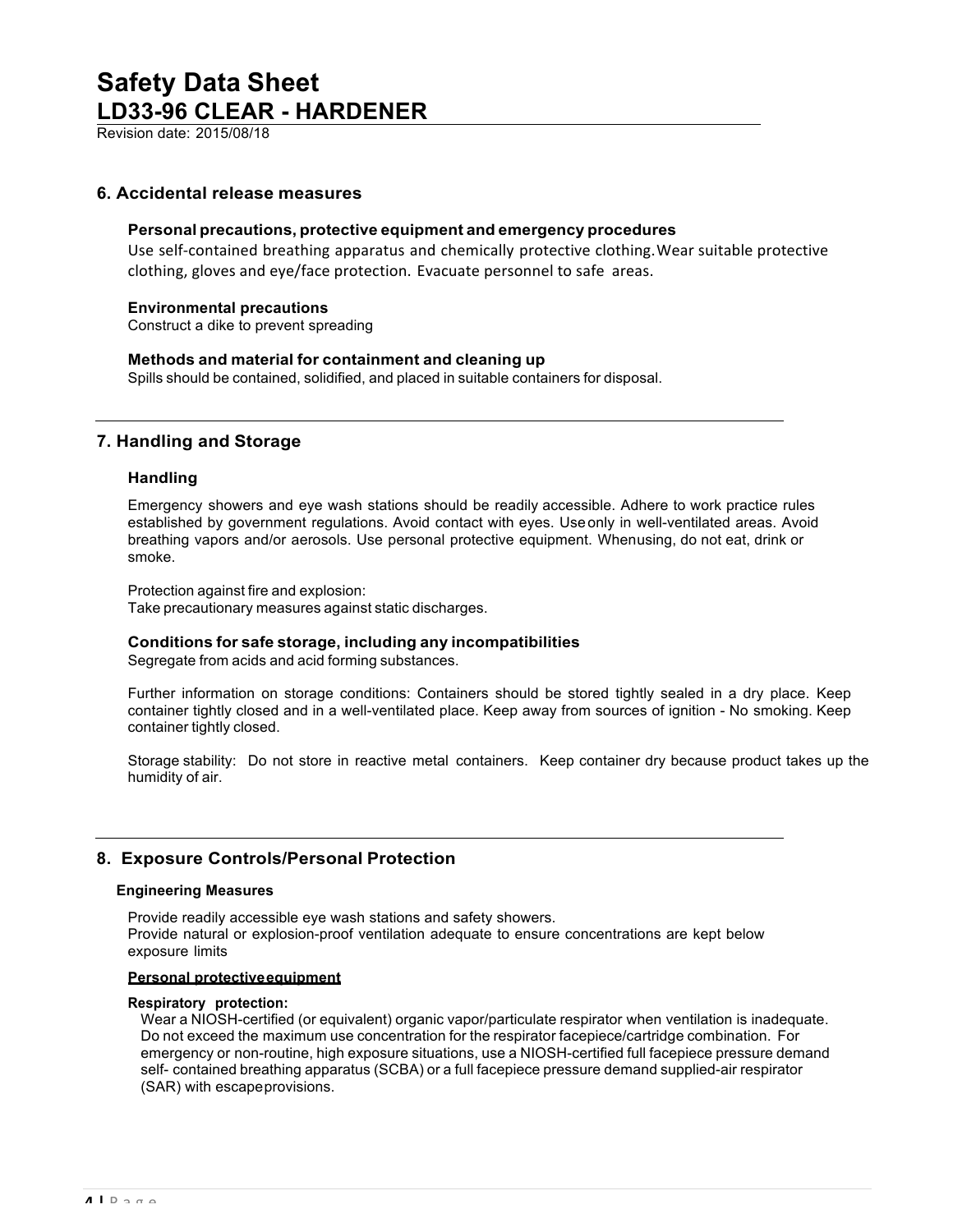## 6. Accidental release measures

### Personal precautions, protective equipment and emergency procedures

Use self-contained breathing apparatus and chemically protective clothing. Wear suitable protective clothing, gloves and eye/face protection. Evacuate personnel to safe areas.

### Environmental precautions

Construct a dike to prevent spreading

### Methods and material for containment and cleaning up

Spills should be contained, solidified, and placed in suitable containers for disposal.

## 7. Handling and Storage

### Handling

Emergency showers and eye wash stations should be readily accessible. Adhere to work practice rules established by government regulations. Avoid contact with eyes. Use only in well-ventilated areas. Avoid breathing vapors and/or aerosols. Use personal protective equipment. When using, do not eat, drink or smoke.

Protection against fire and explosion:
Take precautionary measures against static discharges.

### Conditions for safe storage, including any incompatibilities

Segregate from acids and acid forming substances.

Further information on storage conditions: Containers should be stored tightly sealed in a dry place. Keep container tightly closed and in a well-ventilated place. Keep away from sources of ignition - No smoking. Keep container tightly closed.

Storage stability: Do not store in reactive metal containers. Keep container dry because product takes up the humidity of air.

## 8. Exposure Controls/Personal Protection

### Engineering Measures

Provide readily accessible eye wash stations and safety showers.
Provide natural or explosion-proof ventilation adequate to ensure concentrations are kept below exposure limits

**Personal protective equipment**

**Respiratory protection:**

Wear a NIOSH-certified (or equivalent) organic vapor/particulate respirator when ventilation is inadequate. Do not exceed the maximum use concentration for the respirator facepiece/cartridge combination. For emergency or non-routine, high exposure situations, use a NIOSH-certified full facepiece pressure demand self- contained breathing apparatus (SCBA) or a full facepiece pressure demand supplied-air respirator (SAR) with escape provisions.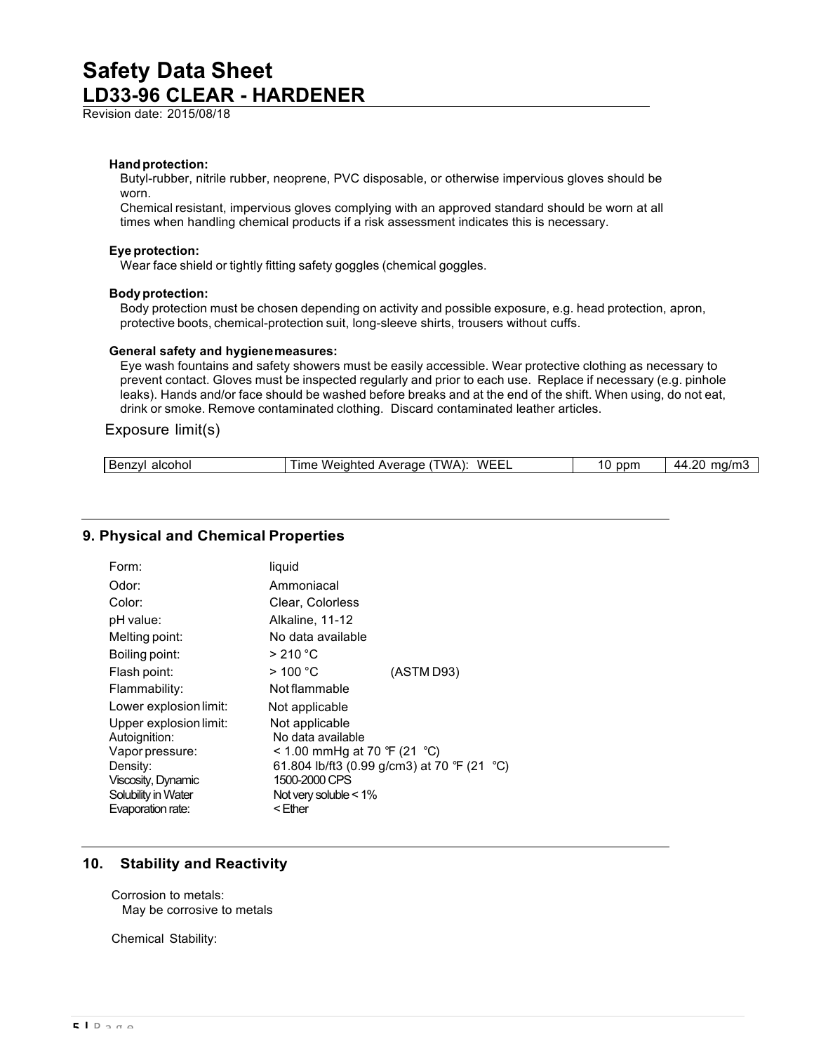**Hand protection:**

Butyl-rubber, nitrile rubber, neoprene, PVC disposable, or otherwise impervious gloves should be worn.

Chemical resistant, impervious gloves complying with an approved standard should be worn at all times when handling chemical products if a risk assessment indicates this is necessary.

**Eye protection:**

Wear face shield or tightly fitting safety goggles (chemical goggles.

**Body protection:**

Body protection must be chosen depending on activity and possible exposure, e.g. head protection, apron, protective boots, chemical-protection suit, long-sleeve shirts, trousers without cuffs.

**General safety and hygiene measures:**

Eye wash fountains and safety showers must be easily accessible. Wear protective clothing as necessary to prevent contact. Gloves must be inspected regularly and prior to each use. Replace if necessary (e.g. pinhole leaks). Hands and/or face should be washed before breaks and at the end of the shift. When using, do not eat, drink or smoke. Remove contaminated clothing. Discard contaminated leather articles.

Exposure limit(s)

| | | | |
|---|---|---|---|
| Benzyl alcohol | Time Weighted Average (TWA): WEEL | 10 ppm | 44.20 mg/m3 |

## 9. Physical and Chemical Properties

| | | |
|---|---|---|
| Form: | liquid | |
| Odor: | Ammoniacal | |
| Color: | Clear, Colorless | |
| pH value: | Alkaline, 11-12 | |
| Melting point: | No data available | |
| Boiling point: | > 210 °C | |
| Flash point: | > 100 °C | (ASTM D93) |
| Flammability: | Not flammable | |
| Lower explosion limit: | Not applicable | |
| Upper explosion limit: | Not applicable | |
| Autoignition: | No data available | |
| Vapor pressure: | < 1.00 mmHg at 70 ℉ (21 ℃) | |
| Density: | 61.804 lb/ft3 (0.99 g/cm3) at 70 ℉ (21 ℃) | |
| Viscosity, Dynamic | 1500-2000 CPS | |
| Solubility in Water | Not very soluble < 1% | |
| Evaporation rate: | < Ether | |

## 10. Stability and Reactivity

Corrosion to metals:

May be corrosive to metals

Chemical Stability: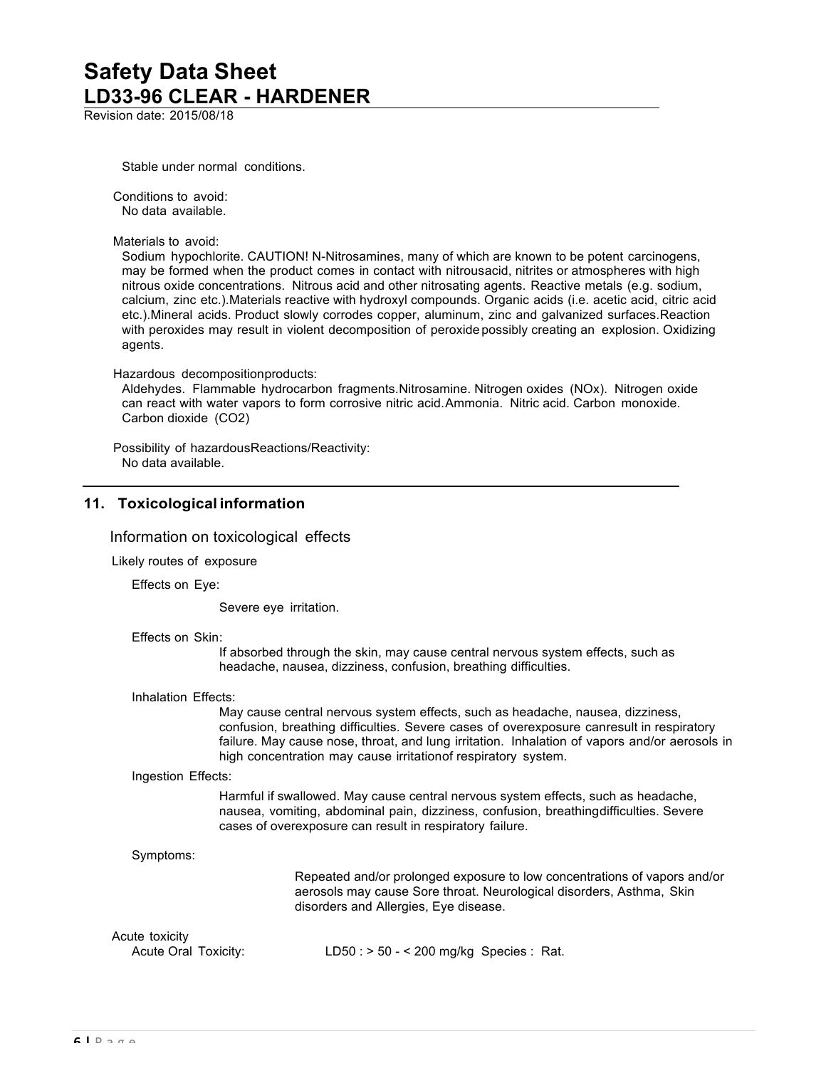Stable under normal conditions.

Conditions to avoid:
No data available.

Materials to avoid:
Sodium hypochlorite. CAUTION! N-Nitrosamines, many of which are known to be potent carcinogens, may be formed when the product comes in contact with nitrousacid, nitrites or atmospheres with high nitrous oxide concentrations. Nitrous acid and other nitrosating agents. Reactive metals (e.g. sodium, calcium, zinc etc.).Materials reactive with hydroxyl compounds. Organic acids (i.e. acetic acid, citric acid etc.).Mineral acids. Product slowly corrodes copper, aluminum, zinc and galvanized surfaces.Reaction with peroxides may result in violent decomposition of peroxide possibly creating an explosion. Oxidizing agents.

Hazardous decompositionproducts:
Aldehydes. Flammable hydrocarbon fragments.Nitrosamine. Nitrogen oxides (NOx). Nitrogen oxide can react with water vapors to form corrosive nitric acid.Ammonia. Nitric acid. Carbon monoxide. Carbon dioxide ($CO_2$)

Possibility of hazardousReactions/Reactivity:
No data available.

## 11. Toxicological information

### Information on toxicological effects

Likely routes of exposure

Effects on Eye:

Severe eye irritation.

Effects on Skin:

If absorbed through the skin, may cause central nervous system effects, such as headache, nausea, dizziness, confusion, breathing difficulties.

Inhalation Effects:

May cause central nervous system effects, such as headache, nausea, dizziness, confusion, breathing difficulties. Severe cases of overexposure canresult in respiratory failure. May cause nose, throat, and lung irritation. Inhalation of vapors and/or aerosols in high concentration may cause irritationof respiratory system.

Ingestion Effects:

Harmful if swallowed. May cause central nervous system effects, such as headache, nausea, vomiting, abdominal pain, dizziness, confusion, breathingdifficulties. Severe cases of overexposure can result in respiratory failure.

Symptoms:

Repeated and/or prolonged exposure to low concentrations of vapors and/or aerosols may cause Sore throat. Neurological disorders, Asthma, Skin disorders and Allergies, Eye disease.

Acute toxicity

Acute Oral Toxicity: LD50 : > 50 - < 200 mg/kg Species : Rat.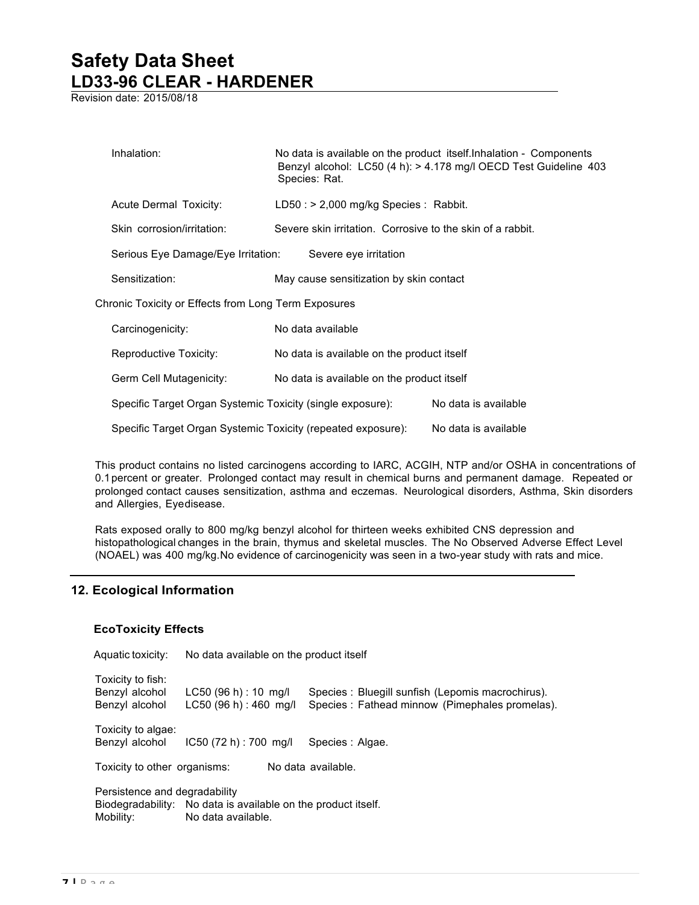| | |
|---|---|
| Inhalation: | No data is available on the product itself.Inhalation - Components Benzyl alcohol: LC50 (4 h): > 4.178 mg/l OECD Test Guideline 403 Species: Rat. |
| Acute Dermal Toxicity: | LD50 : > 2,000 mg/kg Species : Rabbit. |
| Skin corrosion/irritation: | Severe skin irritation. Corrosive to the skin of a rabbit. |
| Serious Eye Damage/Eye Irritation: | Severe eye irritation |
| Sensitization: | May cause sensitization by skin contact |

Chronic Toxicity or Effects from Long Term Exposures

| | |
|---|---|
| Carcinogenicity: | No data available |
| Reproductive Toxicity: | No data is available on the product itself |
| Germ Cell Mutagenicity: | No data is available on the product itself |
| Specific Target Organ Systemic Toxicity (single exposure): | No data is available |
| Specific Target Organ Systemic Toxicity (repeated exposure): | No data is available |

This product contains no listed carcinogens according to IARC, ACGIH, NTP and/or OSHA in concentrations of 0.1 percent or greater. Prolonged contact may result in chemical burns and permanent damage. Repeated or prolonged contact causes sensitization, asthma and eczemas. Neurological disorders, Asthma, Skin disorders and Allergies, Eyedisease.

Rats exposed orally to 800 mg/kg benzyl alcohol for thirteen weeks exhibited CNS depression and histopathological changes in the brain, thymus and skeletal muscles. The No Observed Adverse Effect Level (NOAEL) was 400 mg/kg.No evidence of carcinogenicity was seen in a two-year study with rats and mice.

## 12. Ecological Information

### EcoToxicity Effects

Aquatic toxicity: No data available on the product itself

Toxicity to fish:

| | | |
|---|---|---|
| Benzyl alcohol | LC50 (96 h) : 10 mg/l | Species : Bluegill sunfish (Lepomis macrochirus). |
| Benzyl alcohol | LC50 (96 h) : 460 mg/l | Species : Fathead minnow (Pimephales promelas). |

Toxicity to algae:

| | | |
|---|---|---|
| Benzyl alcohol | IC50 (72 h) : 700 mg/l | Species : Algae. |

Toxicity to other organisms: No data available.

Persistence and degradability
Biodegradability: No data is available on the product itself.
Mobility: No data available.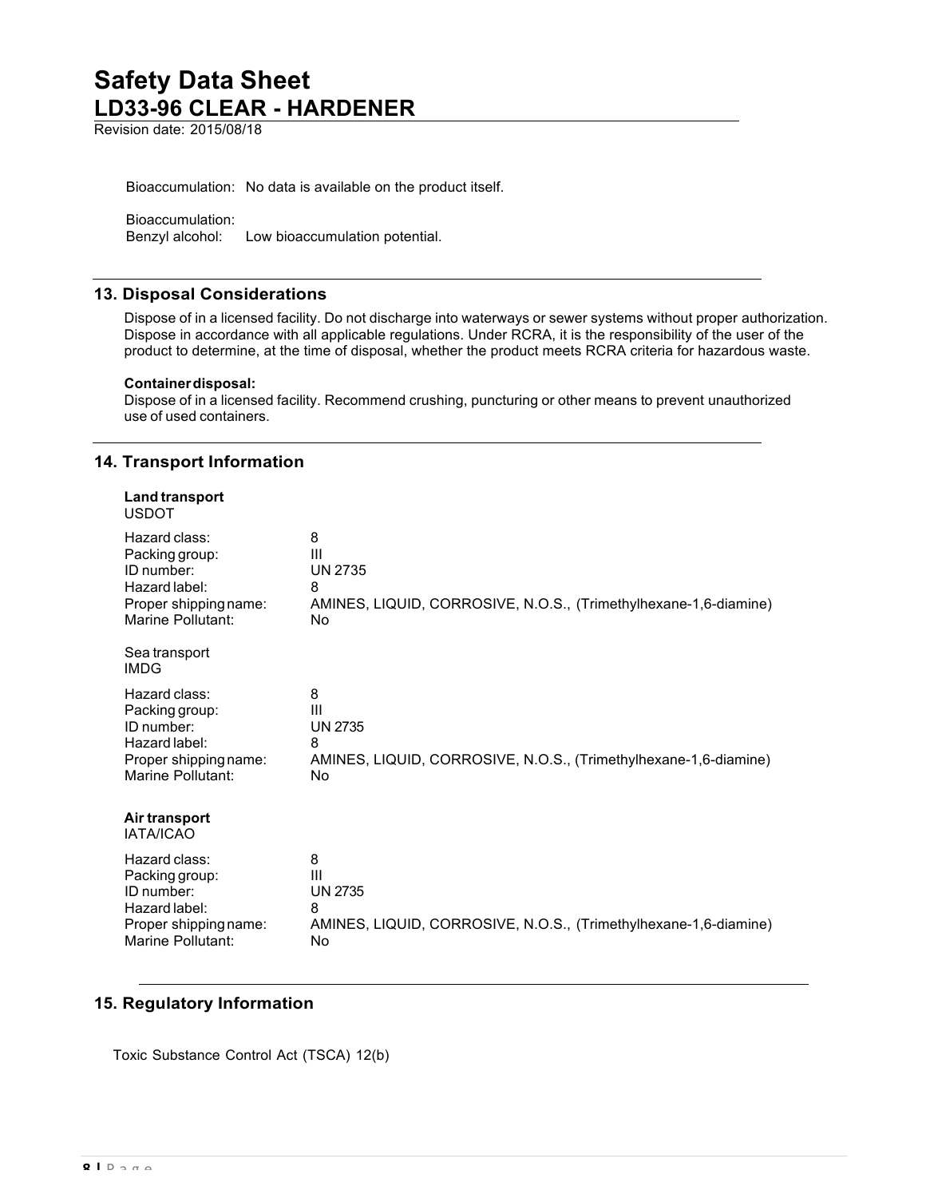Bioaccumulation: No data is available on the product itself.

Bioaccumulation:
Benzyl alcohol: Low bioaccumulation potential.

## 13. Disposal Considerations

Dispose of in a licensed facility. Do not discharge into waterways or sewer systems without proper authorization. Dispose in accordance with all applicable regulations. Under RCRA, it is the responsibility of the user of the product to determine, at the time of disposal, whether the product meets RCRA criteria for hazardous waste.

**Container disposal:**
Dispose of in a licensed facility. Recommend crushing, puncturing or other means to prevent unauthorized use of used containers.

## 14. Transport Information

**Land transport**
USDOT

| | |
|---|---|
| Hazard class: | 8 |
| Packing group: | III |
| ID number: | UN 2735 |
| Hazard label: | 8 |
| Proper shipping name: | AMINES, LIQUID, CORROSIVE, N.O.S., (Trimethylhexane-1,6-diamine) |
| Marine Pollutant: | No |

Sea transport
IMDG

| | |
|---|---|
| Hazard class: | 8 |
| Packing group: | III |
| ID number: | UN 2735 |
| Hazard label: | 8 |
| Proper shipping name: | AMINES, LIQUID, CORROSIVE, N.O.S., (Trimethylhexane-1,6-diamine) |
| Marine Pollutant: | No |

**Air transport**
IATA/ICAO

| | |
|---|---|
| Hazard class: | 8 |
| Packing group: | III |
| ID number: | UN 2735 |
| Hazard label: | 8 |
| Proper shipping name: | AMINES, LIQUID, CORROSIVE, N.O.S., (Trimethylhexane-1,6-diamine) |
| Marine Pollutant: | No |

## 15. Regulatory Information

Toxic Substance Control Act (TSCA) 12(b)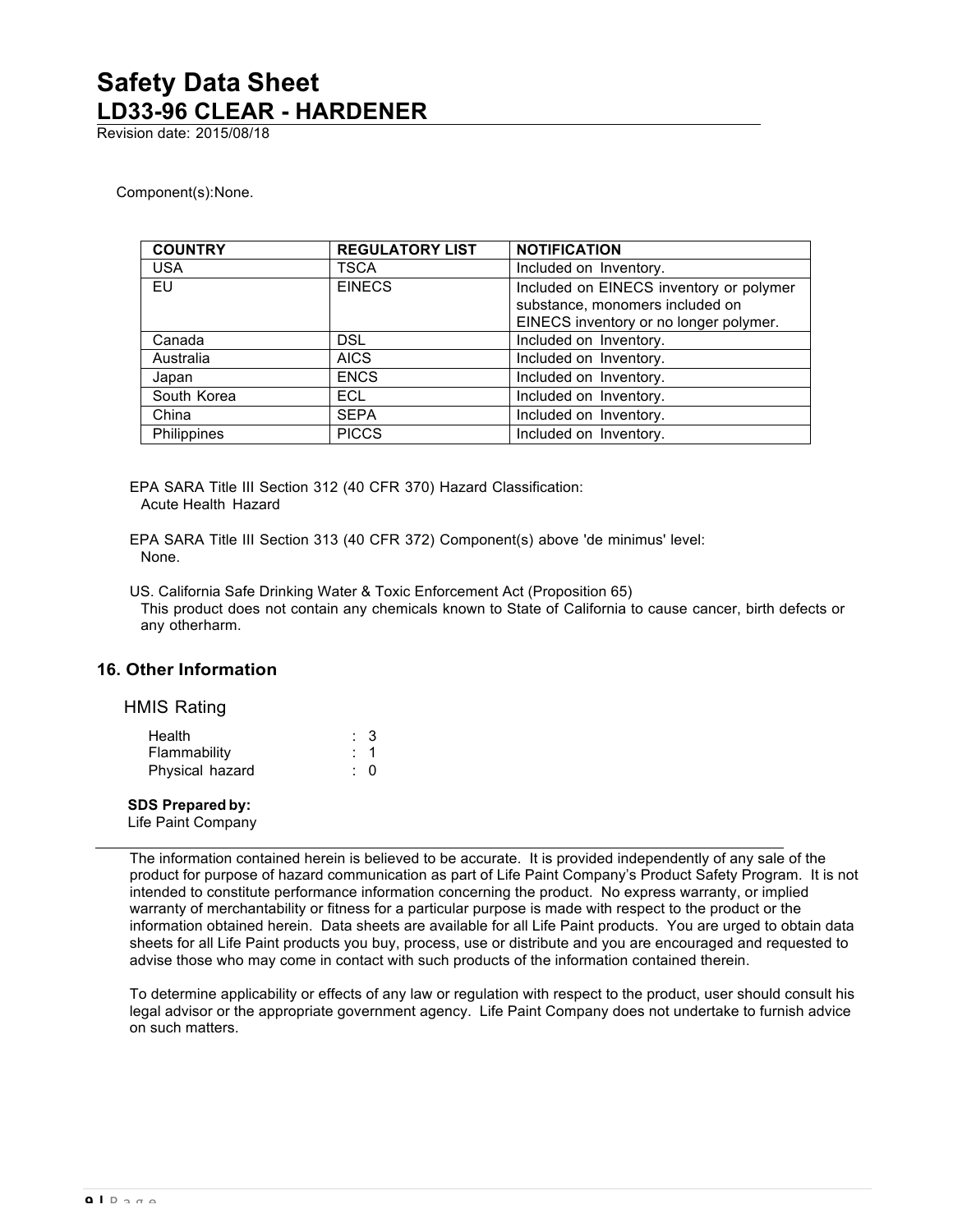Component(s):None.

| COUNTRY | REGULATORY LIST | NOTIFICATION |
| --- | --- | --- |
| USA | TSCA | Included on Inventory. |
| EU | EINECS | Included on EINECS inventory or polymer substance, monomers included on EINECS inventory or no longer polymer. |
| Canada | DSL | Included on Inventory. |
| Australia | AICS | Included on Inventory. |
| Japan | ENCS | Included on Inventory. |
| South Korea | ECL | Included on Inventory. |
| China | SEPA | Included on Inventory. |
| Philippines | PICCS | Included on Inventory. |

EPA SARA Title III Section 312 (40 CFR 370) Hazard Classification:
Acute Health Hazard

EPA SARA Title III Section 313 (40 CFR 372) Component(s) above 'de minimus' level:
None.

US. California Safe Drinking Water & Toxic Enforcement Act (Proposition 65)
This product does not contain any chemicals known to State of California to cause cancer, birth defects or any otherharm.

## 16. Other Information

### HMIS Rating

| | |
| --- | --- |
| Health | : 3 |
| Flammability | : 1 |
| Physical hazard | : 0 |

**SDS Prepared by:**
Life Paint Company

---

The information contained herein is believed to be accurate. It is provided independently of any sale of the product for purpose of hazard communication as part of Life Paint Company's Product Safety Program. It is not intended to constitute performance information concerning the product. No express warranty, or implied warranty of merchantability or fitness for a particular purpose is made with respect to the product or the information obtained herein. Data sheets are available for all Life Paint products. You are urged to obtain data sheets for all Life Paint products you buy, process, use or distribute and you are encouraged and requested to advise those who may come in contact with such products of the information contained therein.

To determine applicability or effects of any law or regulation with respect to the product, user should consult his legal advisor or the appropriate government agency. Life Paint Company does not undertake to furnish advice on such matters.